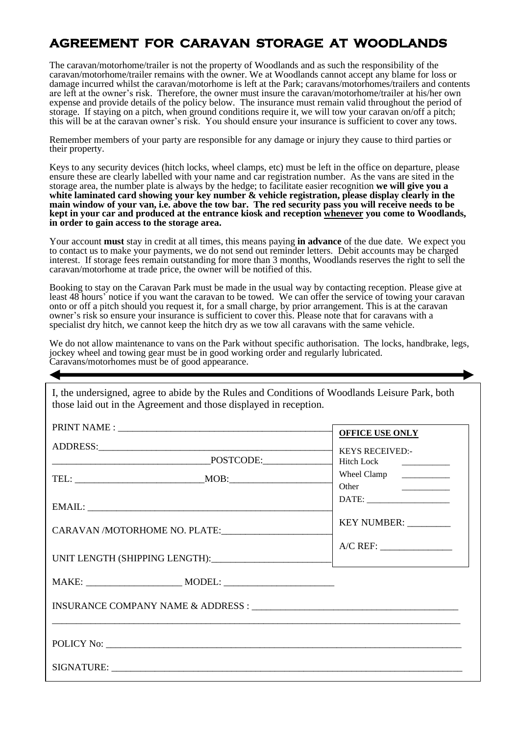# AGREEMENT FOR CARAVAN STORAGE AT WOODLANDS

The caravan/motorhome/trailer is not the property of Woodlands and as such the responsibility of the caravan/motorhome/trailer remains with the owner. We at Woodlands cannot accept any blame for loss or damage incurred whilst the caravan/motorhome is left at the Park; caravans/motorhomes/trailers and contents are left at the owner's risk. Therefore, the owner must insure the caravan/motorhome/trailer at his/her own expense and provide details of the policy below. The insurance must remain valid throughout the period of storage. If staying on a pitch, when ground conditions require it, we will tow your caravan on/off a pitch; this will be at the caravan owner's risk. You should ensure your insurance is sufficient to cover any tows.

Remember members of your party are responsible for any damage or injury they cause to third parties or their property.

Keys to any security devices (hitch locks, wheel clamps, etc) must be left in the office on departure, please ensure these are clearly labelled with your name and car registration number. As the vans are sited in the storage area, the number plate is always by the hedge; to facilitate easier recognition **we will give you a white laminated card showing your key number & vehicle registration, please display clearly in the main window of your van, i.e. above the tow bar. The red security pass you will receive needs to be kept in your car and produced at the entrance kiosk and reception <u>whenever</u> you come to Woodlands, in order to gain access to the storage area.**

Your account **must** stay in credit at all times, this means paying **in advance** of the due date. We expect you to contact us to make your payments, we do not send out reminder letters. Debit accounts may be charged interest. If storage fees remain outstanding for more than 3 months, Woodlands reserves the right to sell the caravan/motorhome at trade price, the owner will be notified of this.

Booking to stay on the Caravan Park must be made in the usual way by contacting reception. Please give at least 48 hours' notice if you want the caravan to be towed. We can offer the service of towing your caravan onto or off a pitch should you request it, for a small charge, by prior arrangement. This is at the caravan owner's risk so ensure your insurance is sufficient to cover this. Please note that for caravans with a specialist dry hitch, we cannot keep the hitch dry as we tow all caravans with the same vehicle.

We do not allow maintenance to vans on the Park without specific authorisation. The locks, handbrake, legs, jockey wheel and towing gear must be in good working order and regularly lubricated. Caravans/motorhomes must be of good appearance.

---

I, the undersigned, agree to abide by the Rules and Conditions of Woodlands Leisure Park, both those laid out in the Agreement and those displayed in reception.

PRINT NAME : ______________________________

ADDRESS: ______________________________

______________________________ POSTCODE: ______________

TEL: ______________________ MOB: ______________________

EMAIL: ______________________________

CARAVAN /MOTORHOME NO. PLATE: ______________________

UNIT LENGTH (SHIPPING LENGTH): ______________________

**<u>OFFICE USE ONLY</u>**

KEYS RECEIVED:-
Hitch Lock __________
Wheel Clamp __________
Other __________
DATE: ______________

KEY NUMBER: ________

A/C REF: ______________

MAKE: ____________________ MODEL: ______________________

INSURANCE COMPANY NAME & ADDRESS : ______________________________

______________________________

POLICY No: ______________________________

SIGNATURE: ______________________________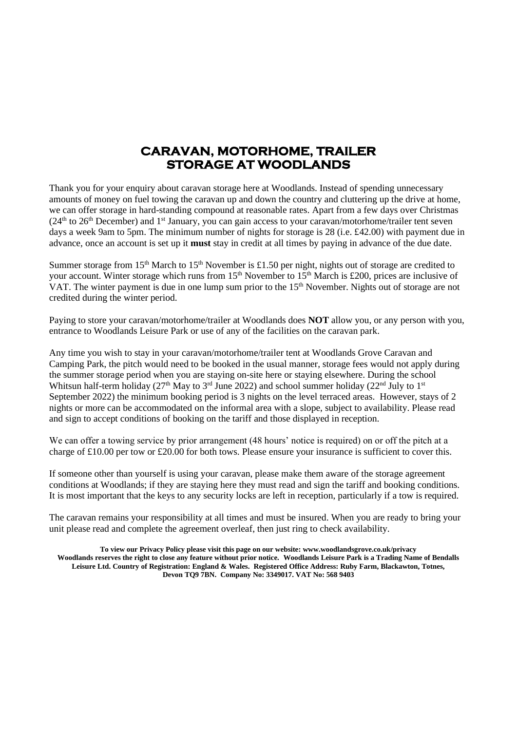# CARAVAN, MOTORHOME, TRAILER STORAGE AT WOODLANDS

Thank you for your enquiry about caravan storage here at Woodlands. Instead of spending unnecessary amounts of money on fuel towing the caravan up and down the country and cluttering up the drive at home, we can offer storage in hard-standing compound at reasonable rates. Apart from a few days over Christmas (24th to 26th December) and 1st January, you can gain access to your caravan/motorhome/trailer tent seven days a week 9am to 5pm. The minimum number of nights for storage is 28 (i.e. £42.00) with payment due in advance, once an account is set up it **must** stay in credit at all times by paying in advance of the due date.

Summer storage from 15th March to 15th November is £1.50 per night, nights out of storage are credited to your account. Winter storage which runs from 15th November to 15th March is £200, prices are inclusive of VAT. The winter payment is due in one lump sum prior to the 15th November. Nights out of storage are not credited during the winter period.

Paying to store your caravan/motorhome/trailer at Woodlands does **NOT** allow you, or any person with you, entrance to Woodlands Leisure Park or use of any of the facilities on the caravan park.

Any time you wish to stay in your caravan/motorhome/trailer tent at Woodlands Grove Caravan and Camping Park, the pitch would need to be booked in the usual manner, storage fees would not apply during the summer storage period when you are staying on-site here or staying elsewhere. During the school Whitsun half-term holiday (27th May to 3rd June 2022) and school summer holiday (22nd July to 1st September 2022) the minimum booking period is 3 nights on the level terraced areas. However, stays of 2 nights or more can be accommodated on the informal area with a slope, subject to availability. Please read and sign to accept conditions of booking on the tariff and those displayed in reception.

We can offer a towing service by prior arrangement (48 hours' notice is required) on or off the pitch at a charge of £10.00 per tow or £20.00 for both tows. Please ensure your insurance is sufficient to cover this.

If someone other than yourself is using your caravan, please make them aware of the storage agreement conditions at Woodlands; if they are staying here they must read and sign the tariff and booking conditions. It is most important that the keys to any security locks are left in reception, particularly if a tow is required.

The caravan remains your responsibility at all times and must be insured. When you are ready to bring your unit please read and complete the agreement overleaf, then just ring to check availability.

**To view our Privacy Policy please visit this page on our website: www.woodlandsgrove.co.uk/privacy**
**Woodlands reserves the right to close any feature without prior notice. Woodlands Leisure Park is a Trading Name of Bendalls Leisure Ltd. Country of Registration: England & Wales. Registered Office Address: Ruby Farm, Blackawton, Totnes, Devon TQ9 7BN. Company No: 3349017. VAT No: 568 9403**